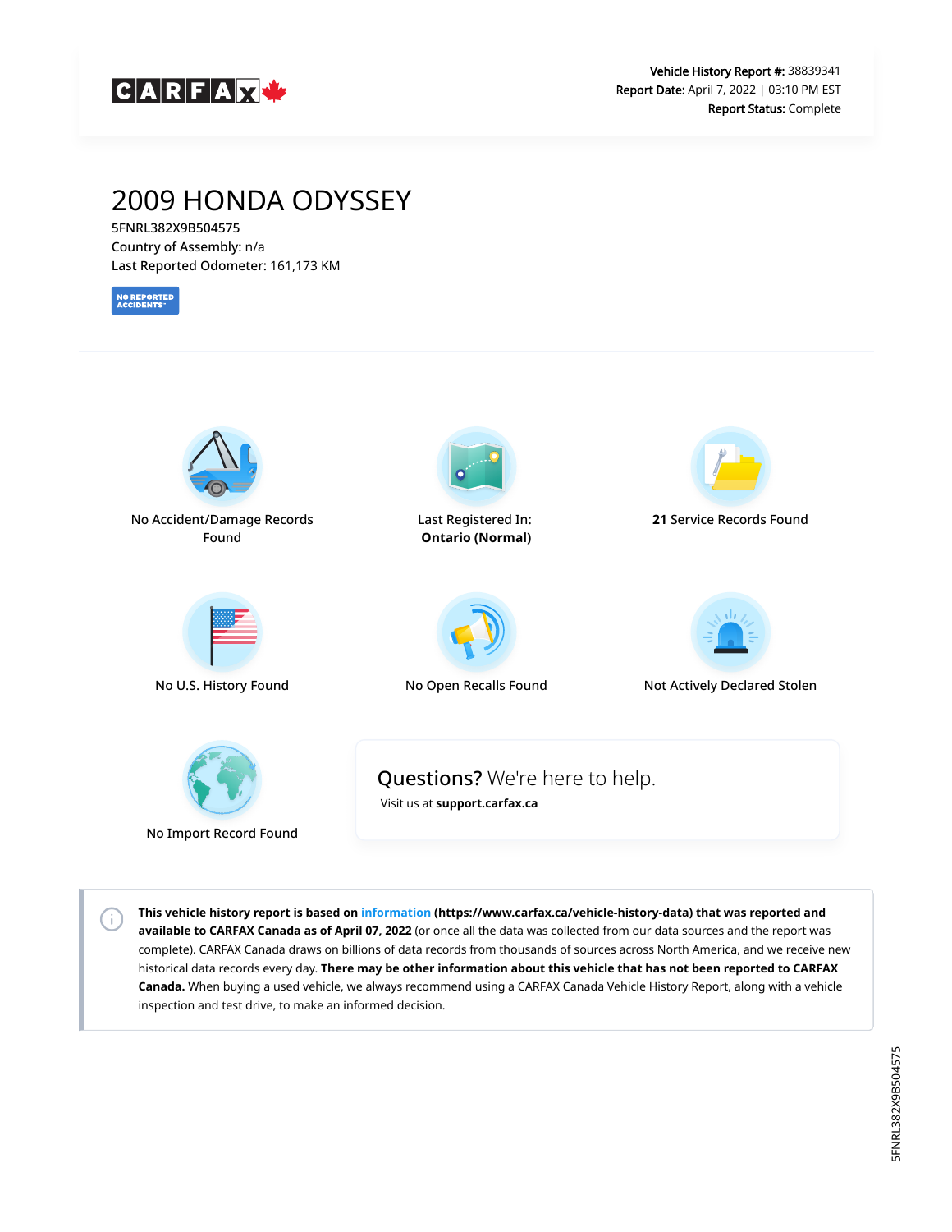CARFAX

**Vehicle History Report #:** 38839341
**Report Date:** April 7, 2022 | 03:10 PM EST
**Report Status:** Complete

# 2009 HONDA ODYSSEY

5FNRL382X9B504575
Country of Assembly: n/a
Last Reported Odometer: 161,173 KM

NO REPORTED ACCIDENTS

No Accident/Damage Records Found

Last Registered In: **Ontario (Normal)**

**21** Service Records Found

No U.S. History Found

No Open Recalls Found

Not Actively Declared Stolen

No Import Record Found

## **Questions?** We're here to help.

Visit us at **support.carfax.ca**

**This vehicle history report is based on information (https://www.carfax.ca/vehicle-history-data) that was reported and available to CARFAX Canada as of April 07, 2022** (or once all the data was collected from our data sources and the report was complete). CARFAX Canada draws on billions of data records from thousands of sources across North America, and we receive new historical data records every day. **There may be other information about this vehicle that has not been reported to CARFAX Canada.** When buying a used vehicle, we always recommend using a CARFAX Canada Vehicle History Report, along with a vehicle inspection and test drive, to make an informed decision.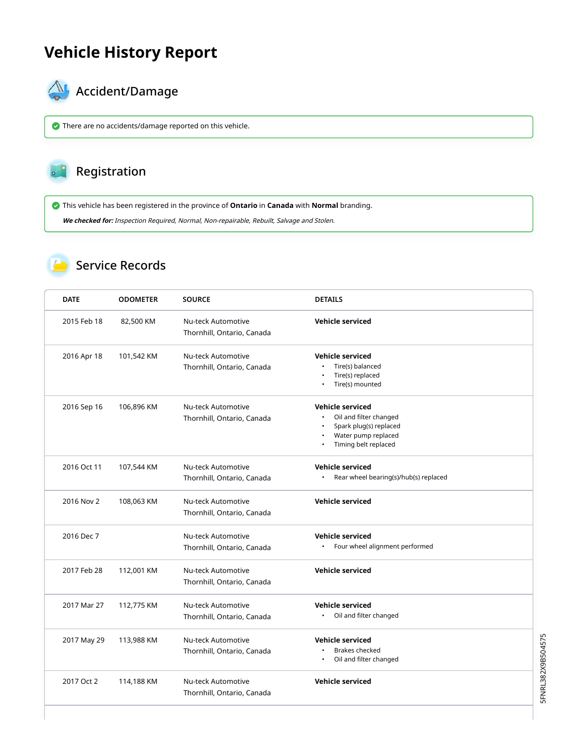# Vehicle History Report

## Accident/Damage

There are no accidents/damage reported on this vehicle.

## Registration

This vehicle has been registered in the province of **Ontario** in **Canada** with **Normal** branding.

***We checked for:*** *Inspection Required, Normal, Non-repairable, Rebuilt, Salvage and Stolen.*

## Service Records

| DATE | ODOMETER | SOURCE | DETAILS |
| --- | --- | --- | --- |
| 2015 Feb 18 | 82,500 KM | Nu-teck Automotive Thornhill, Ontario, Canada | **Vehicle serviced** |
| 2016 Apr 18 | 101,542 KM | Nu-teck Automotive Thornhill, Ontario, Canada | **Vehicle serviced** • Tire(s) balanced • Tire(s) replaced • Tire(s) mounted |
| 2016 Sep 16 | 106,896 KM | Nu-teck Automotive Thornhill, Ontario, Canada | **Vehicle serviced** • Oil and filter changed • Spark plug(s) replaced • Water pump replaced • Timing belt replaced |
| 2016 Oct 11 | 107,544 KM | Nu-teck Automotive Thornhill, Ontario, Canada | **Vehicle serviced** • Rear wheel bearing(s)/hub(s) replaced |
| 2016 Nov 2 | 108,063 KM | Nu-teck Automotive Thornhill, Ontario, Canada | **Vehicle serviced** |
| 2016 Dec 7 | | Nu-teck Automotive Thornhill, Ontario, Canada | **Vehicle serviced** • Four wheel alignment performed |
| 2017 Feb 28 | 112,001 KM | Nu-teck Automotive Thornhill, Ontario, Canada | **Vehicle serviced** |
| 2017 Mar 27 | 112,775 KM | Nu-teck Automotive Thornhill, Ontario, Canada | **Vehicle serviced** • Oil and filter changed |
| 2017 May 29 | 113,988 KM | Nu-teck Automotive Thornhill, Ontario, Canada | **Vehicle serviced** • Brakes checked • Oil and filter changed |
| 2017 Oct 2 | 114,188 KM | Nu-teck Automotive Thornhill, Ontario, Canada | **Vehicle serviced** |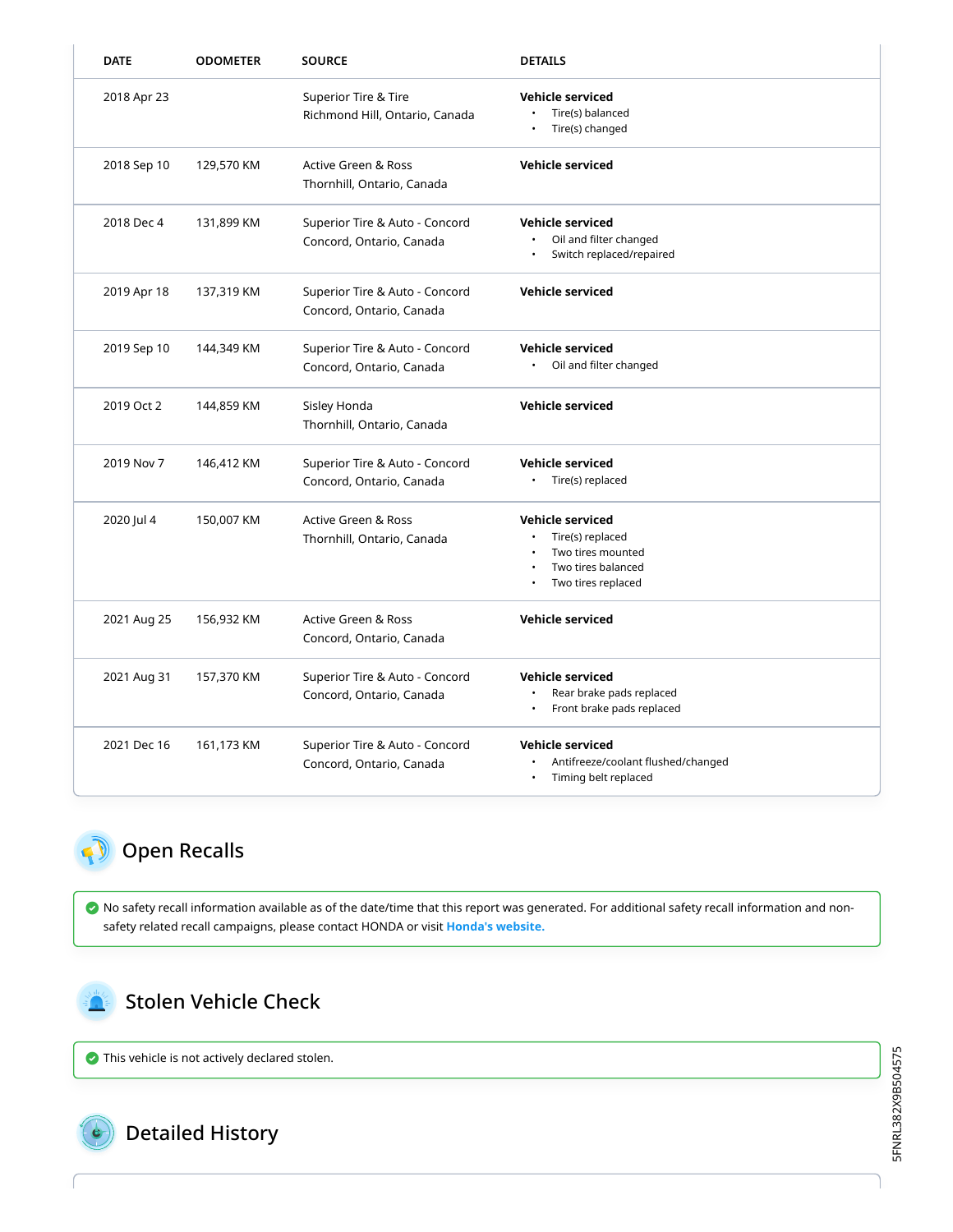| DATE | ODOMETER | SOURCE | DETAILS |
| --- | --- | --- | --- |
| 2018 Apr 23 | | Superior Tire & Tire<br>Richmond Hill, Ontario, Canada | **Vehicle serviced**<br>• Tire(s) balanced<br>• Tire(s) changed |
| 2018 Sep 10 | 129,570 KM | Active Green & Ross<br>Thornhill, Ontario, Canada | **Vehicle serviced** |
| 2018 Dec 4 | 131,899 KM | Superior Tire & Auto - Concord<br>Concord, Ontario, Canada | **Vehicle serviced**<br>• Oil and filter changed<br>• Switch replaced/repaired |
| 2019 Apr 18 | 137,319 KM | Superior Tire & Auto - Concord<br>Concord, Ontario, Canada | **Vehicle serviced** |
| 2019 Sep 10 | 144,349 KM | Superior Tire & Auto - Concord<br>Concord, Ontario, Canada | **Vehicle serviced**<br>• Oil and filter changed |
| 2019 Oct 2 | 144,859 KM | Sisley Honda<br>Thornhill, Ontario, Canada | **Vehicle serviced** |
| 2019 Nov 7 | 146,412 KM | Superior Tire & Auto - Concord<br>Concord, Ontario, Canada | **Vehicle serviced**<br>• Tire(s) replaced |
| 2020 Jul 4 | 150,007 KM | Active Green & Ross<br>Thornhill, Ontario, Canada | **Vehicle serviced**<br>• Tire(s) replaced<br>• Two tires mounted<br>• Two tires balanced<br>• Two tires replaced |
| 2021 Aug 25 | 156,932 KM | Active Green & Ross<br>Concord, Ontario, Canada | **Vehicle serviced** |
| 2021 Aug 31 | 157,370 KM | Superior Tire & Auto - Concord<br>Concord, Ontario, Canada | **Vehicle serviced**<br>• Rear brake pads replaced<br>• Front brake pads replaced |
| 2021 Dec 16 | 161,173 KM | Superior Tire & Auto - Concord<br>Concord, Ontario, Canada | **Vehicle serviced**<br>• Antifreeze/coolant flushed/changed<br>• Timing belt replaced |

## Open Recalls

No safety recall information available as of the date/time that this report was generated. For additional safety recall information and non-safety related recall campaigns, please contact HONDA or visit Honda's website.

## Stolen Vehicle Check

This vehicle is not actively declared stolen.

## Detailed History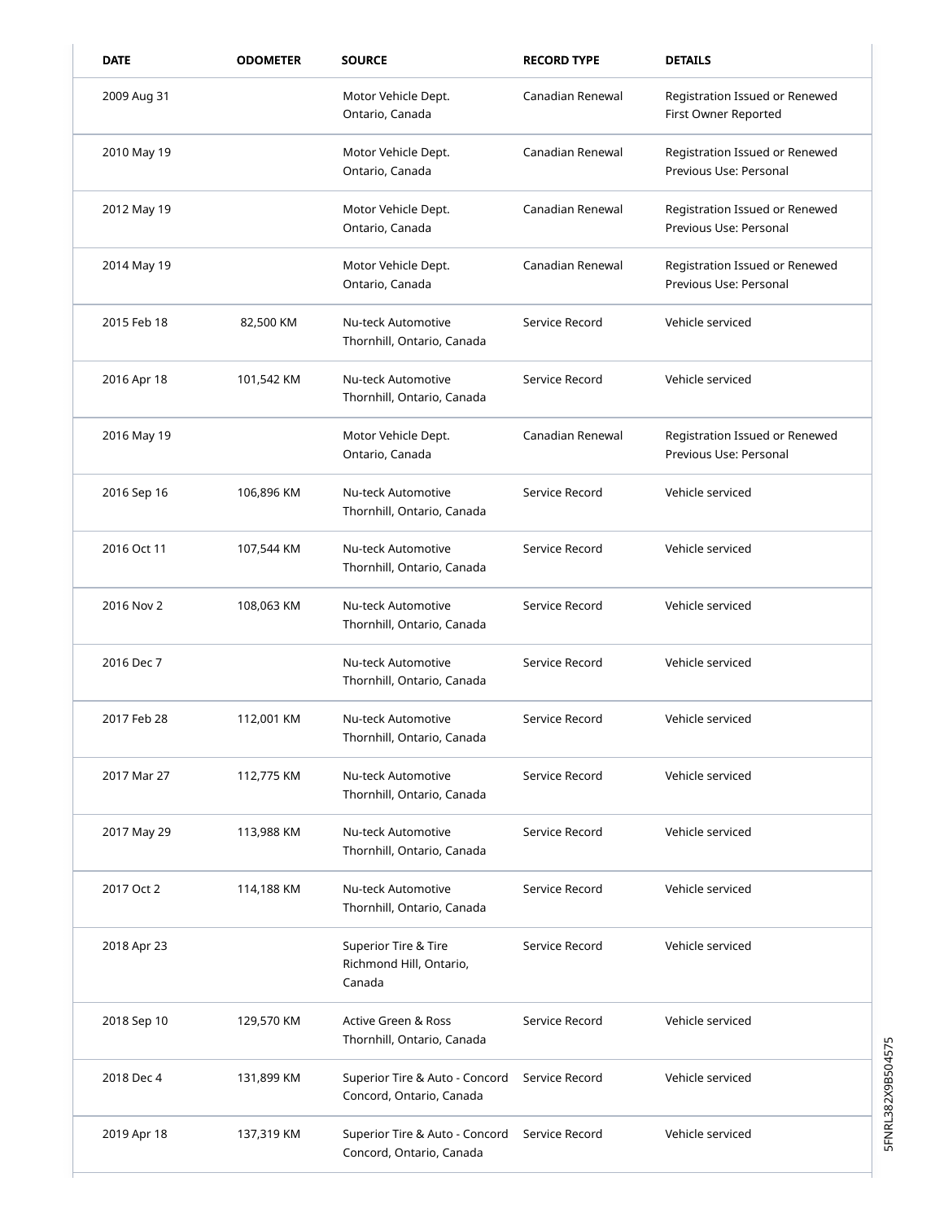| DATE | ODOMETER | SOURCE | RECORD TYPE | DETAILS |
|---|---|---|---|---|
| 2009 Aug 31 | | Motor Vehicle Dept. Ontario, Canada | Canadian Renewal | Registration Issued or Renewed First Owner Reported |
| 2010 May 19 | | Motor Vehicle Dept. Ontario, Canada | Canadian Renewal | Registration Issued or Renewed Previous Use: Personal |
| 2012 May 19 | | Motor Vehicle Dept. Ontario, Canada | Canadian Renewal | Registration Issued or Renewed Previous Use: Personal |
| 2014 May 19 | | Motor Vehicle Dept. Ontario, Canada | Canadian Renewal | Registration Issued or Renewed Previous Use: Personal |
| 2015 Feb 18 | 82,500 KM | Nu-teck Automotive Thornhill, Ontario, Canada | Service Record | Vehicle serviced |
| 2016 Apr 18 | 101,542 KM | Nu-teck Automotive Thornhill, Ontario, Canada | Service Record | Vehicle serviced |
| 2016 May 19 | | Motor Vehicle Dept. Ontario, Canada | Canadian Renewal | Registration Issued or Renewed Previous Use: Personal |
| 2016 Sep 16 | 106,896 KM | Nu-teck Automotive Thornhill, Ontario, Canada | Service Record | Vehicle serviced |
| 2016 Oct 11 | 107,544 KM | Nu-teck Automotive Thornhill, Ontario, Canada | Service Record | Vehicle serviced |
| 2016 Nov 2 | 108,063 KM | Nu-teck Automotive Thornhill, Ontario, Canada | Service Record | Vehicle serviced |
| 2016 Dec 7 | | Nu-teck Automotive Thornhill, Ontario, Canada | Service Record | Vehicle serviced |
| 2017 Feb 28 | 112,001 KM | Nu-teck Automotive Thornhill, Ontario, Canada | Service Record | Vehicle serviced |
| 2017 Mar 27 | 112,775 KM | Nu-teck Automotive Thornhill, Ontario, Canada | Service Record | Vehicle serviced |
| 2017 May 29 | 113,988 KM | Nu-teck Automotive Thornhill, Ontario, Canada | Service Record | Vehicle serviced |
| 2017 Oct 2 | 114,188 KM | Nu-teck Automotive Thornhill, Ontario, Canada | Service Record | Vehicle serviced |
| 2018 Apr 23 | | Superior Tire & Tire Richmond Hill, Ontario, Canada | Service Record | Vehicle serviced |
| 2018 Sep 10 | 129,570 KM | Active Green & Ross Thornhill, Ontario, Canada | Service Record | Vehicle serviced |
| 2018 Dec 4 | 131,899 KM | Superior Tire & Auto - Concord Concord, Ontario, Canada | Service Record | Vehicle serviced |
| 2019 Apr 18 | 137,319 KM | Superior Tire & Auto - Concord Concord, Ontario, Canada | Service Record | Vehicle serviced |

5FNRL382X9B504575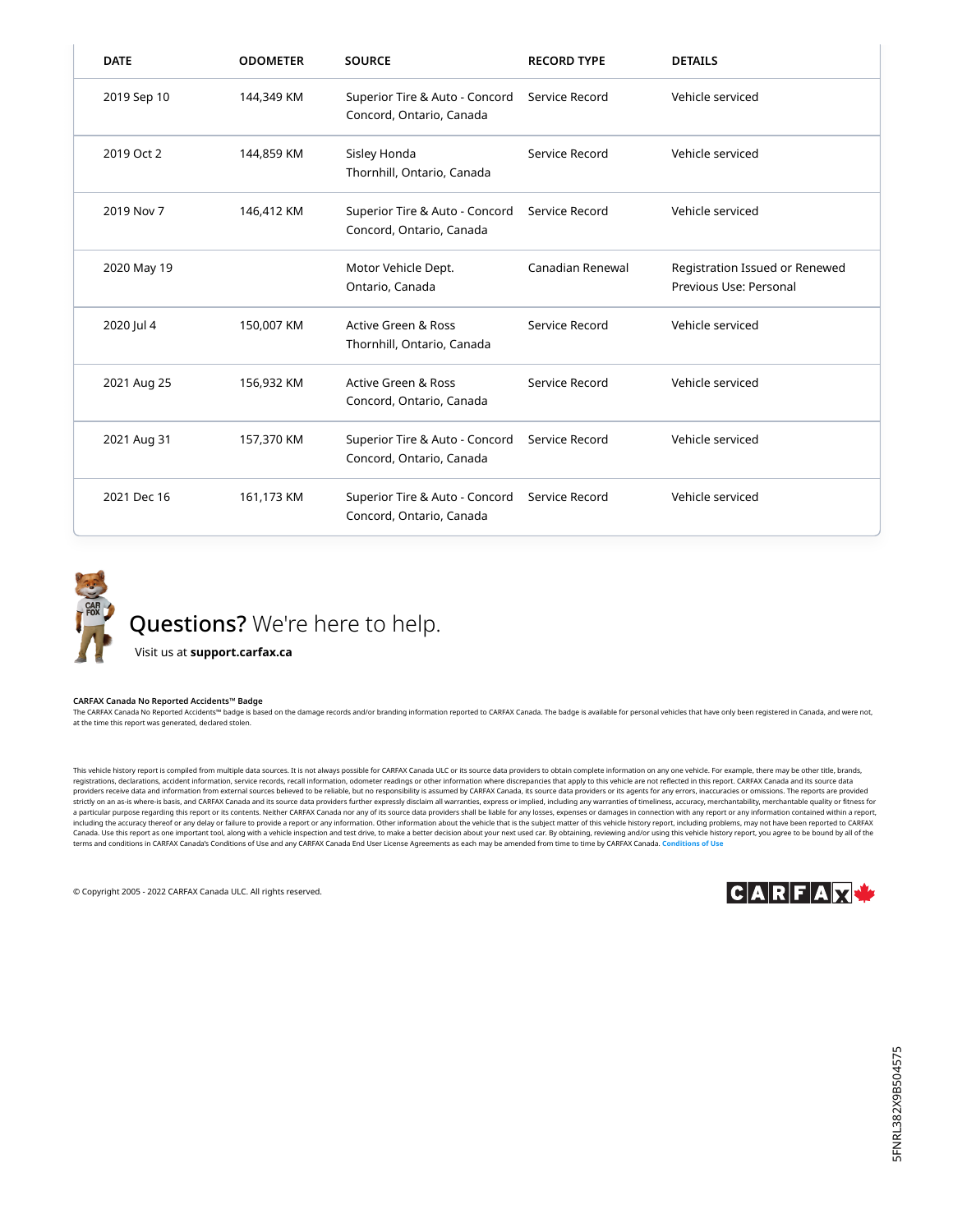| DATE | ODOMETER | SOURCE | RECORD TYPE | DETAILS |
|---|---|---|---|---|
| 2019 Sep 10 | 144,349 KM | Superior Tire & Auto - Concord<br>Concord, Ontario, Canada | Service Record | Vehicle serviced |
| 2019 Oct 2 | 144,859 KM | Sisley Honda<br>Thornhill, Ontario, Canada | Service Record | Vehicle serviced |
| 2019 Nov 7 | 146,412 KM | Superior Tire & Auto - Concord<br>Concord, Ontario, Canada | Service Record | Vehicle serviced |
| 2020 May 19 | | Motor Vehicle Dept.<br>Ontario, Canada | Canadian Renewal | Registration Issued or Renewed<br>Previous Use: Personal |
| 2020 Jul 4 | 150,007 KM | Active Green & Ross<br>Thornhill, Ontario, Canada | Service Record | Vehicle serviced |
| 2021 Aug 25 | 156,932 KM | Active Green & Ross<br>Concord, Ontario, Canada | Service Record | Vehicle serviced |
| 2021 Aug 31 | 157,370 KM | Superior Tire & Auto - Concord<br>Concord, Ontario, Canada | Service Record | Vehicle serviced |
| 2021 Dec 16 | 161,173 KM | Superior Tire & Auto - Concord<br>Concord, Ontario, Canada | Service Record | Vehicle serviced |

## **Questions?** We're here to help.

Visit us at **support.carfax.ca**

**CARFAX Canada No Reported Accidents™ Badge**

The CARFAX Canada No Reported Accidents™ badge is based on the damage records and/or branding information reported to CARFAX Canada. The badge is available for personal vehicles that have only been registered in Canada, and were not, at the time this report was generated, declared stolen.

This vehicle history report is compiled from multiple data sources. It is not always possible for CARFAX Canada ULC or its source data providers to obtain complete information on any one vehicle. For example, there may be other title, brands, registrations, declarations, accident information, service records, recall information, odometer readings or other information where discrepancies that apply to this vehicle are not reflected in this report. CARFAX Canada and its source data providers receive data and information from external sources believed to be reliable, but no responsibility is assumed by CARFAX Canada, its source data providers or its agents for any errors, inaccuracies or omissions. The reports are provided strictly on an as-is where-is basis, and CARFAX Canada and its source data providers further expressly disclaim all warranties, express or implied, including any warranties of timeliness, accuracy, merchantability, merchantable quality or fitness for a particular purpose regarding this report or its contents. Neither CARFAX Canada nor any of its source data providers shall be liable for any losses, expenses or damages in connection with any report or any information contained within a report, including the accuracy thereof or any delay or failure to provide a report or any information. Other information about the vehicle that is the subject matter of this vehicle history report, including problems, may not have been reported to CARFAX Canada. Use this report as one important tool, along with a vehicle inspection and test drive, to make a better decision about your next used car. By obtaining, reviewing and/or using this vehicle history report, you agree to be bound by all of the terms and conditions in CARFAX Canada's Conditions of Use and any CARFAX Canada End User License Agreements as each may be amended from time to time by CARFAX Canada. Conditions of Use

© Copyright 2005 - 2022 CARFAX Canada ULC. All rights reserved.

CARFAX

5FNRL382X9B504575